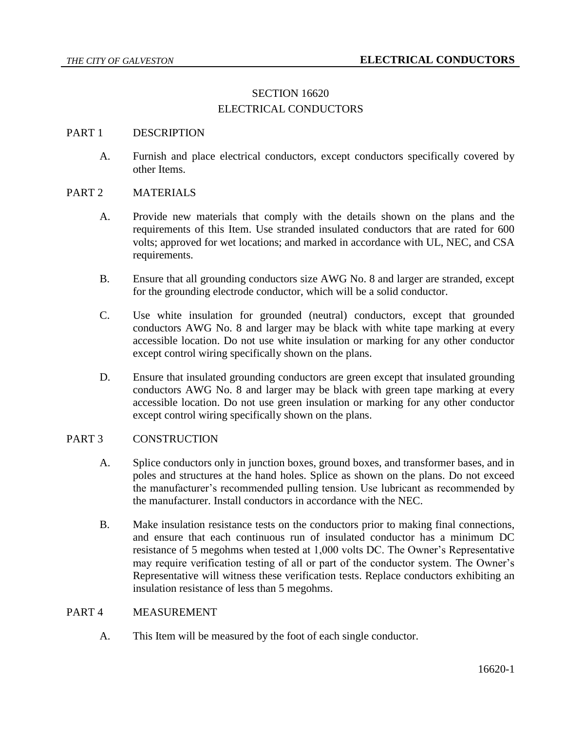# SECTION 16620
# ELECTRICAL CONDUCTORS

## PART 1 DESCRIPTION

A. Furnish and place electrical conductors, except conductors specifically covered by other Items.

## PART 2 MATERIALS

A. Provide new materials that comply with the details shown on the plans and the requirements of this Item. Use stranded insulated conductors that are rated for 600 volts; approved for wet locations; and marked in accordance with UL, NEC, and CSA requirements.

B. Ensure that all grounding conductors size AWG No. 8 and larger are stranded, except for the grounding electrode conductor, which will be a solid conductor.

C. Use white insulation for grounded (neutral) conductors, except that grounded conductors AWG No. 8 and larger may be black with white tape marking at every accessible location. Do not use white insulation or marking for any other conductor except control wiring specifically shown on the plans.

D. Ensure that insulated grounding conductors are green except that insulated grounding conductors AWG No. 8 and larger may be black with green tape marking at every accessible location. Do not use green insulation or marking for any other conductor except control wiring specifically shown on the plans.

## PART 3 CONSTRUCTION

A. Splice conductors only in junction boxes, ground boxes, and transformer bases, and in poles and structures at the hand holes. Splice as shown on the plans. Do not exceed the manufacturer's recommended pulling tension. Use lubricant as recommended by the manufacturer. Install conductors in accordance with the NEC.

B. Make insulation resistance tests on the conductors prior to making final connections, and ensure that each continuous run of insulated conductor has a minimum DC resistance of 5 megohms when tested at 1,000 volts DC. The Owner's Representative may require verification testing of all or part of the conductor system. The Owner's Representative will witness these verification tests. Replace conductors exhibiting an insulation resistance of less than 5 megohms.

## PART 4 MEASUREMENT

A. This Item will be measured by the foot of each single conductor.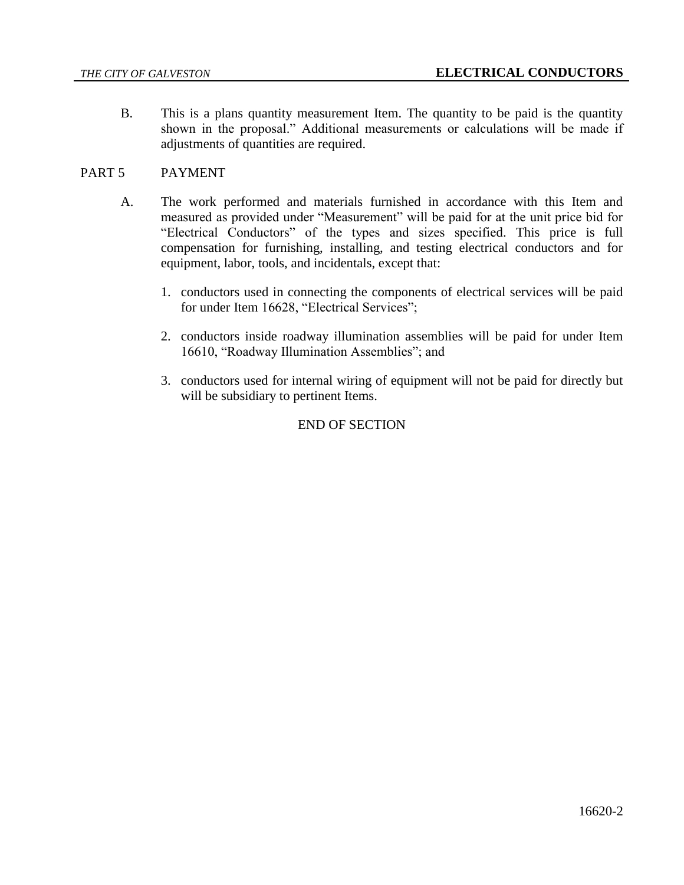B. This is a plans quantity measurement Item. The quantity to be paid is the quantity shown in the proposal." Additional measurements or calculations will be made if adjustments of quantities are required.

## PART 5 PAYMENT

A. The work performed and materials furnished in accordance with this Item and measured as provided under "Measurement" will be paid for at the unit price bid for "Electrical Conductors" of the types and sizes specified. This price is full compensation for furnishing, installing, and testing electrical conductors and for equipment, labor, tools, and incidentals, except that:

1. conductors used in connecting the components of electrical services will be paid for under Item 16628, "Electrical Services";

2. conductors inside roadway illumination assemblies will be paid for under Item 16610, "Roadway Illumination Assemblies"; and

3. conductors used for internal wiring of equipment will not be paid for directly but will be subsidiary to pertinent Items.

END OF SECTION